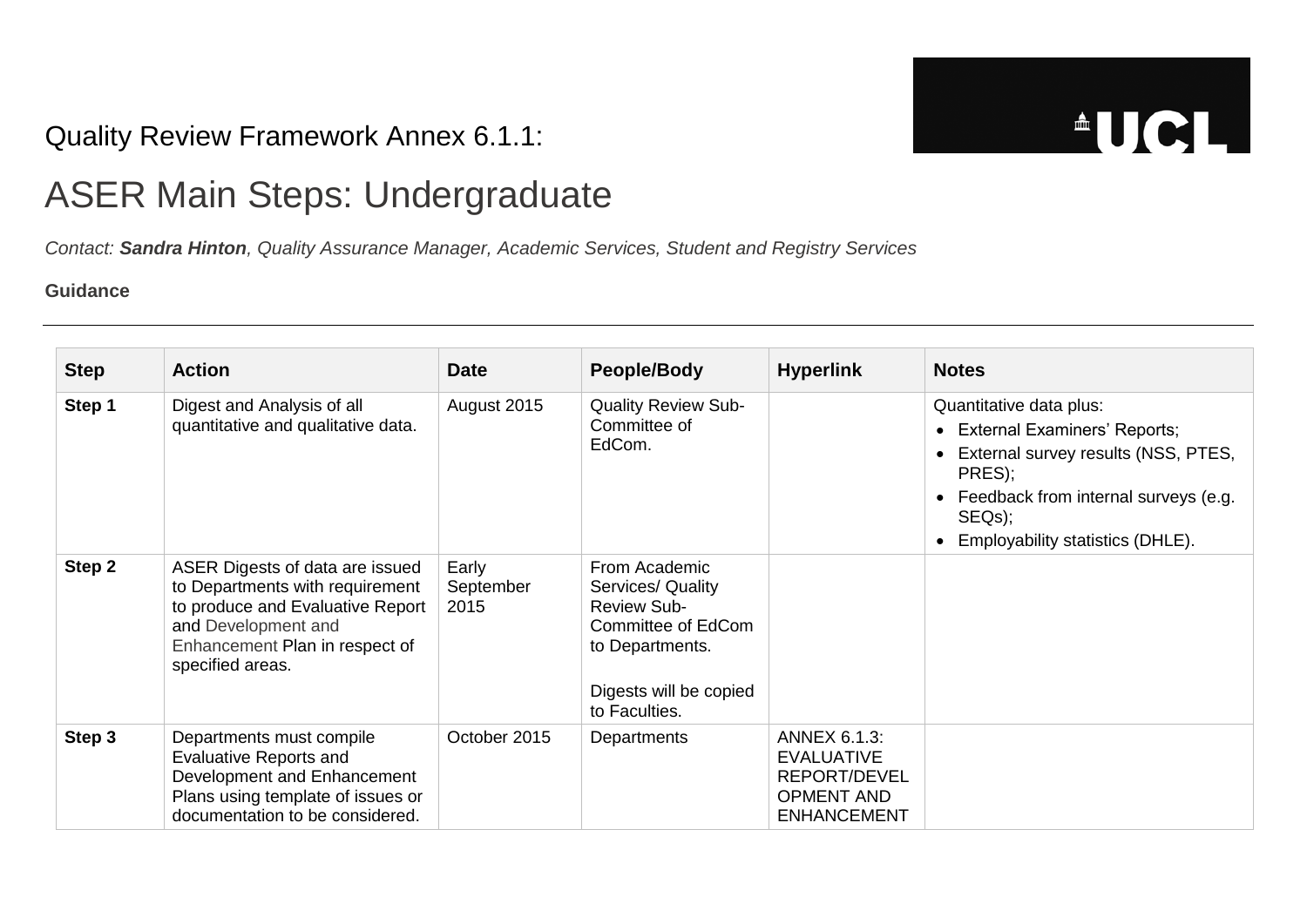Quality Review Framework Annex 6.1.1:

# ASER Main Steps: Undergraduate

*Contact: **Sandra Hinton**, Quality Assurance Manager, Academic Services, Student and Registry Services*

**Guidance**

---

| Step | Action | Date | People/Body | Hyperlink | Notes |
|---|---|---|---|---|---|
| **Step 1** | Digest and Analysis of all quantitative and qualitative data. | August 2015 | Quality Review Sub-Committee of EdCom. | | Quantitative data plus:<br>• External Examiners' Reports;<br>• External survey results (NSS, PTES, PRES);<br>• Feedback from internal surveys (e.g. SEQs);<br>• Employability statistics (DHLE). |
| **Step 2** | ASER Digests of data are issued to Departments with requirement to produce and Evaluative Report and Development and Enhancement Plan in respect of specified areas. | Early September 2015 | From Academic Services/ Quality Review Sub-Committee of EdCom to Departments.<br><br>Digests will be copied to Faculties. | | |
| **Step 3** | Departments must compile Evaluative Reports and Development and Enhancement Plans using template of issues or documentation to be considered. | October 2015 | Departments | ANNEX 6.1.3: EVALUATIVE REPORT/DEVELOPMENT AND ENHANCEMENT | |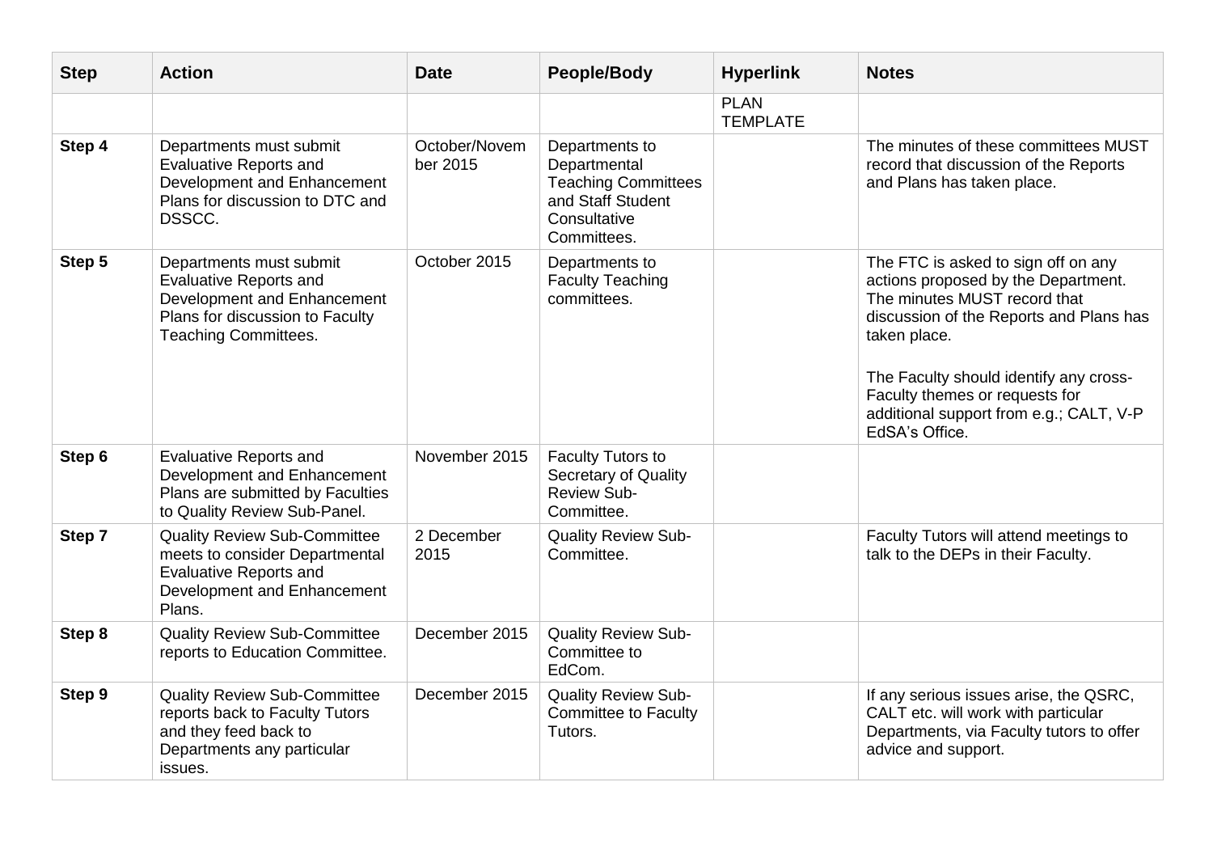| Step | Action | Date | People/Body | Hyperlink | Notes |
| --- | --- | --- | --- | --- | --- |
| | | | | PLAN TEMPLATE | |
| Step 4 | Departments must submit Evaluative Reports and Development and Enhancement Plans for discussion to DTC and DSSCC. | October/November 2015 | Departments to Departmental Teaching Committees and Staff Student Consultative Committees. | | The minutes of these committees MUST record that discussion of the Reports and Plans has taken place. |
| Step 5 | Departments must submit Evaluative Reports and Development and Enhancement Plans for discussion to Faculty Teaching Committees. | October 2015 | Departments to Faculty Teaching committees. | | The FTC is asked to sign off on any actions proposed by the Department. The minutes MUST record that discussion of the Reports and Plans has taken place.<br><br>The Faculty should identify any cross-Faculty themes or requests for additional support from e.g.; CALT, V-P EdSA's Office. |
| Step 6 | Evaluative Reports and Development and Enhancement Plans are submitted by Faculties to Quality Review Sub-Panel. | November 2015 | Faculty Tutors to Secretary of Quality Review Sub-Committee. | | |
| Step 7 | Quality Review Sub-Committee meets to consider Departmental Evaluative Reports and Development and Enhancement Plans. | 2 December 2015 | Quality Review Sub-Committee. | | Faculty Tutors will attend meetings to talk to the DEPs in their Faculty. |
| Step 8 | Quality Review Sub-Committee reports to Education Committee. | December 2015 | Quality Review Sub-Committee to EdCom. | | |
| Step 9 | Quality Review Sub-Committee reports back to Faculty Tutors and they feed back to Departments any particular issues. | December 2015 | Quality Review Sub-Committee to Faculty Tutors. | | If any serious issues arise, the QSRC, CALT etc. will work with particular Departments, via Faculty tutors to offer advice and support. |